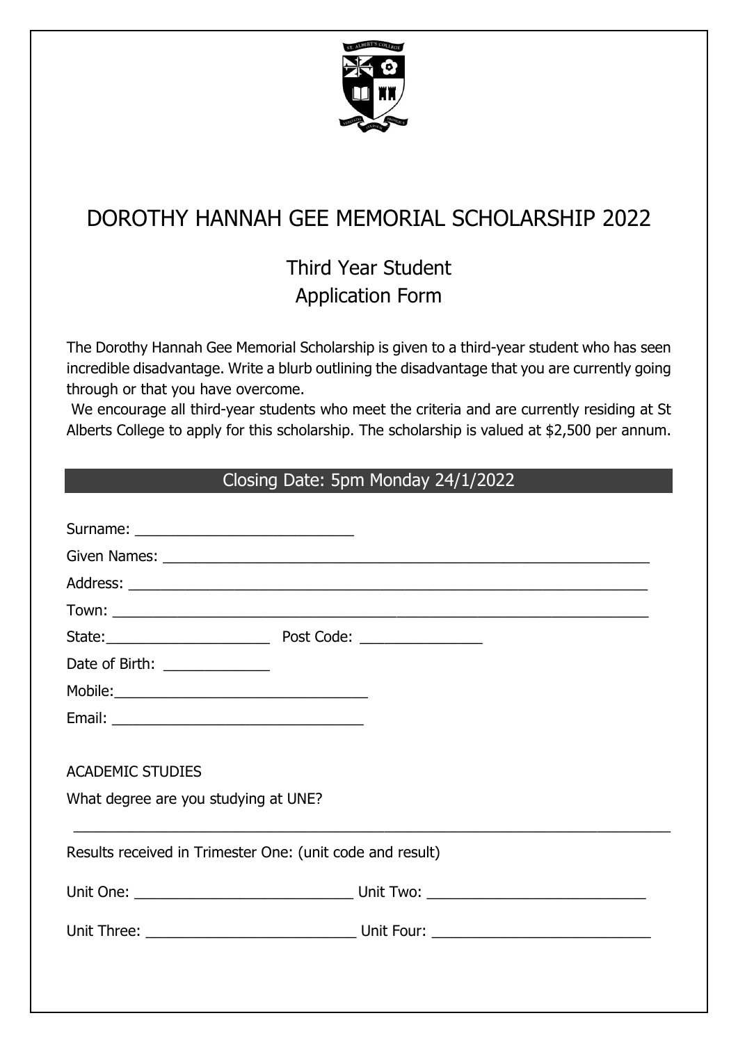# DOROTHY HANNAH GEE MEMORIAL SCHOLARSHIP 2022

## Third Year Student
## Application Form

The Dorothy Hannah Gee Memorial Scholarship is given to a third-year student who has seen incredible disadvantage. Write a blurb outlining the disadvantage that you are currently going through or that you have overcome.

We encourage all third-year students who meet the criteria and are currently residing at St Alberts College to apply for this scholarship. The scholarship is valued at $2,500 per annum.

**Closing Date: 5pm Monday 24/1/2022**

Surname: ___________________________

Given Names: ___________________________________________________________

Address: _______________________________________________________________

Town: __________________________________________________________________

State: ____________________ Post Code: _______________

Date of Birth: _____________

Mobile: _______________________________

Email: _______________________________

ACADEMIC STUDIES

What degree are you studying at UNE?

___________________________________________________________________________

Results received in Trimester One: (unit code and result)

Unit One: ___________________________ Unit Two: ___________________________

Unit Three: __________________________ Unit Four: ___________________________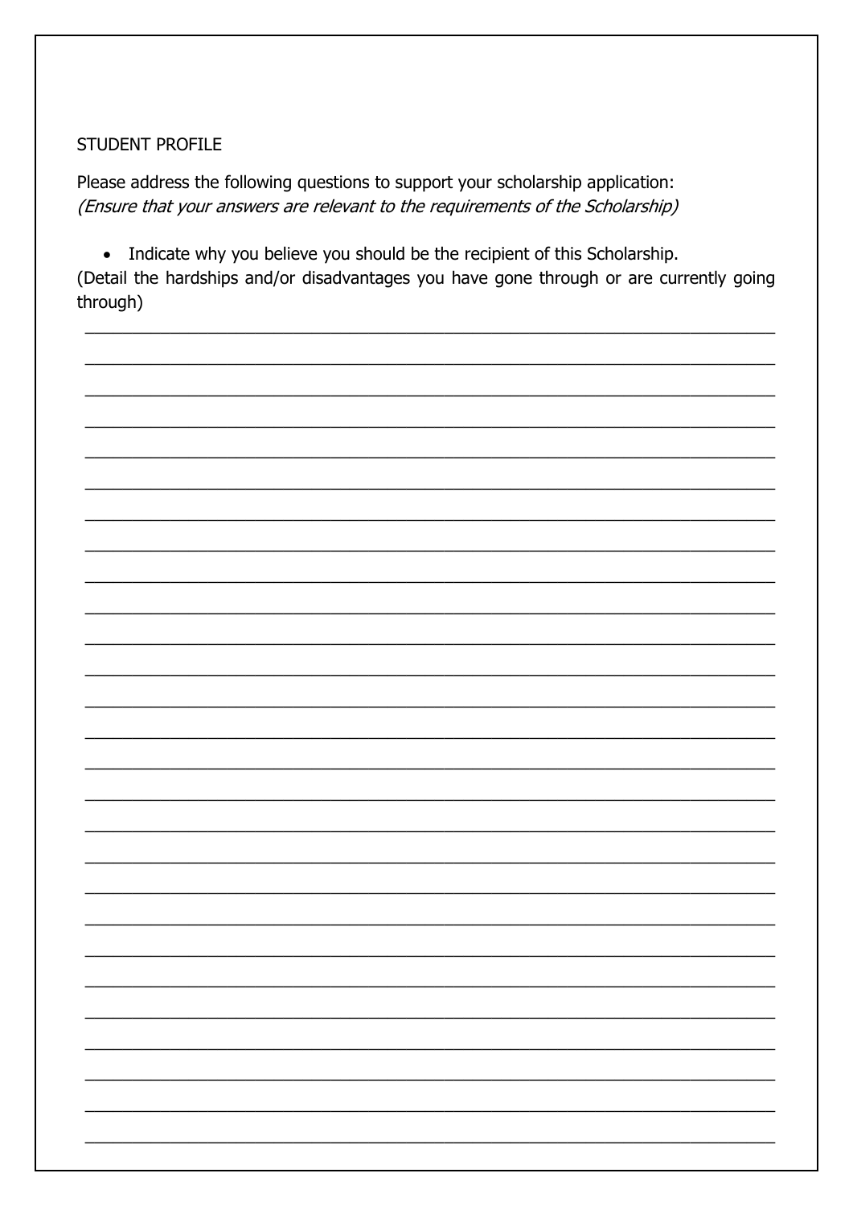STUDENT PROFILE

Please address the following questions to support your scholarship application:
*(Ensure that your answers are relevant to the requirements of the Scholarship)*

- Indicate why you believe you should be the recipient of this Scholarship.

(Detail the hardships and/or disadvantages you have gone through or are currently going through)

______________________________________________________________________

______________________________________________________________________

______________________________________________________________________

______________________________________________________________________

______________________________________________________________________

______________________________________________________________________

______________________________________________________________________

______________________________________________________________________

______________________________________________________________________

______________________________________________________________________

______________________________________________________________________

______________________________________________________________________

______________________________________________________________________

______________________________________________________________________

______________________________________________________________________

______________________________________________________________________

______________________________________________________________________

______________________________________________________________________

______________________________________________________________________

______________________________________________________________________

______________________________________________________________________

______________________________________________________________________

______________________________________________________________________

______________________________________________________________________

______________________________________________________________________

______________________________________________________________________

______________________________________________________________________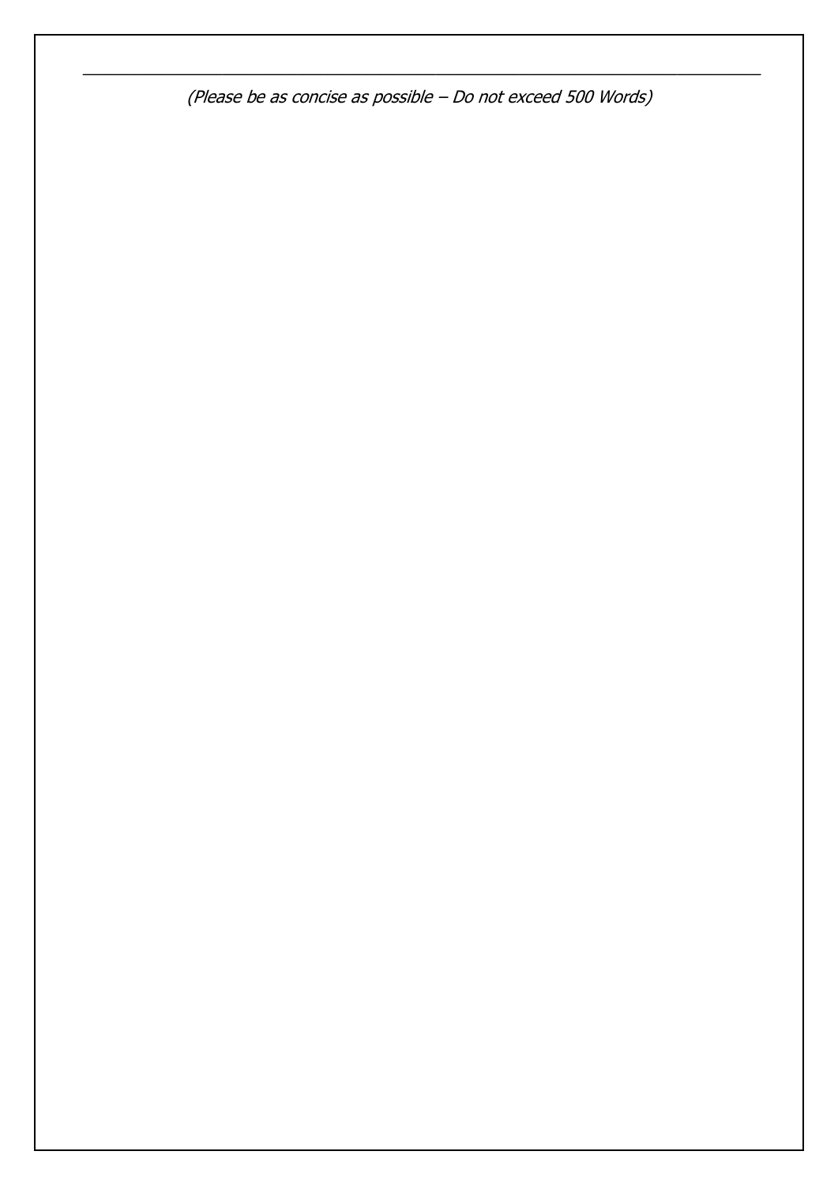*(Please be as concise as possible – Do not exceed 500 Words)*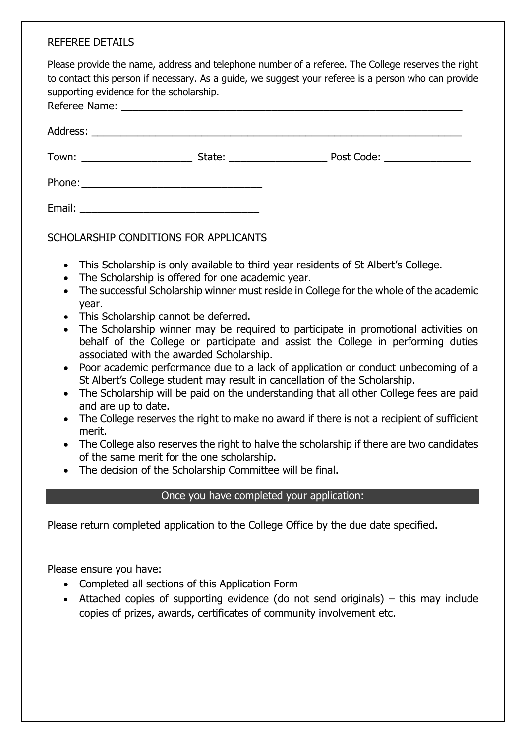## REFEREE DETAILS

Please provide the name, address and telephone number of a referee. The College reserves the right to contact this person if necessary. As a guide, we suggest your referee is a person who can provide supporting evidence for the scholarship.

Referee Name: _______________________________________________

Address: _______________________________________________

Town: ________________ State: ______________ Post Code: ____________

Phone: ___________________________

Email: ___________________________

## SCHOLARSHIP CONDITIONS FOR APPLICANTS

- This Scholarship is only available to third year residents of St Albert's College.
- The Scholarship is offered for one academic year.
- The successful Scholarship winner must reside in College for the whole of the academic year.
- This Scholarship cannot be deferred.
- The Scholarship winner may be required to participate in promotional activities on behalf of the College or participate and assist the College in performing duties associated with the awarded Scholarship.
- Poor academic performance due to a lack of application or conduct unbecoming of a St Albert's College student may result in cancellation of the Scholarship.
- The Scholarship will be paid on the understanding that all other College fees are paid and are up to date.
- The College reserves the right to make no award if there is not a recipient of sufficient merit.
- The College also reserves the right to halve the scholarship if there are two candidates of the same merit for the one scholarship.
- The decision of the Scholarship Committee will be final.

## Once you have completed your application:

Please return completed application to the College Office by the due date specified.

Please ensure you have:

- Completed all sections of this Application Form
- Attached copies of supporting evidence (do not send originals) – this may include copies of prizes, awards, certificates of community involvement etc.